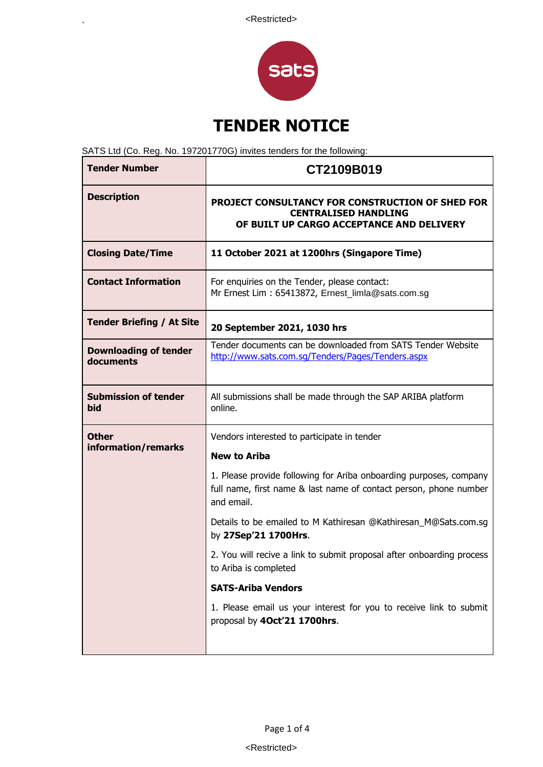# TENDER NOTICE

SATS Ltd (Co. Reg. No. 197201770G) invites tenders for the following:

| **Tender Number** | **CT2109B019** |
|---|---|
| **Description** | **PROJECT CONSULTANCY FOR CONSTRUCTION OF SHED FOR CENTRALISED HANDLING OF BUILT UP CARGO ACCEPTANCE AND DELIVERY** |
| **Closing Date/Time** | **11 October 2021 at 1200hrs (Singapore Time)** |
| **Contact Information** | For enquiries on the Tender, please contact:<br>Mr Ernest Lim : 65413872, Ernest_limla@sats.com.sg |
| **Tender Briefing / At Site** | **20 September 2021, 1030 hrs** |
| **Downloading of tender documents** | Tender documents can be downloaded from SATS Tender Website<br>http://www.sats.com.sg/Tenders/Pages/Tenders.aspx |
| **Submission of tender bid** | All submissions shall be made through the SAP ARIBA platform online. |
| **Other information/remarks** | Vendors interested to participate in tender<br><br>**New to Ariba**<br><br>1. Please provide following for Ariba onboarding purposes, company full name, first name & last name of contact person, phone number and email.<br><br>Details to be emailed to M Kathiresan @Kathiresan_M@Sats.com.sg by **27Sep'21 1700Hrs**.<br><br>2. You will recive a link to submit proposal after onboarding process to Ariba is completed<br><br>**SATS-Ariba Vendors**<br><br>1. Please email us your interest for you to receive link to submit proposal by **4Oct'21 1700hrs**. |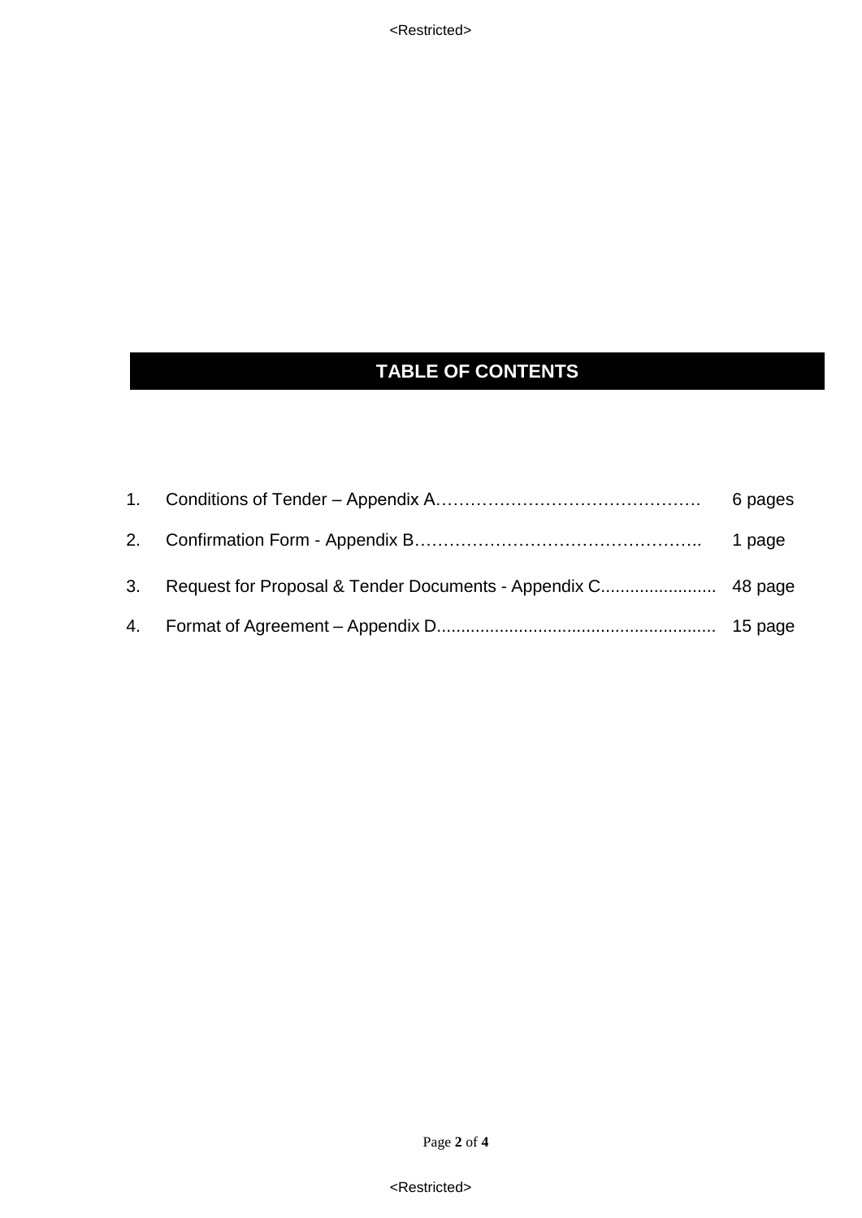# TABLE OF CONTENTS

1. Conditions of Tender – Appendix A………………………………………… 6 pages
2. Confirmation Form - Appendix B………………………………………….. 1 page
3. Request for Proposal & Tender Documents - Appendix C....................... 48 page
4. Format of Agreement – Appendix D......................................................... 15 page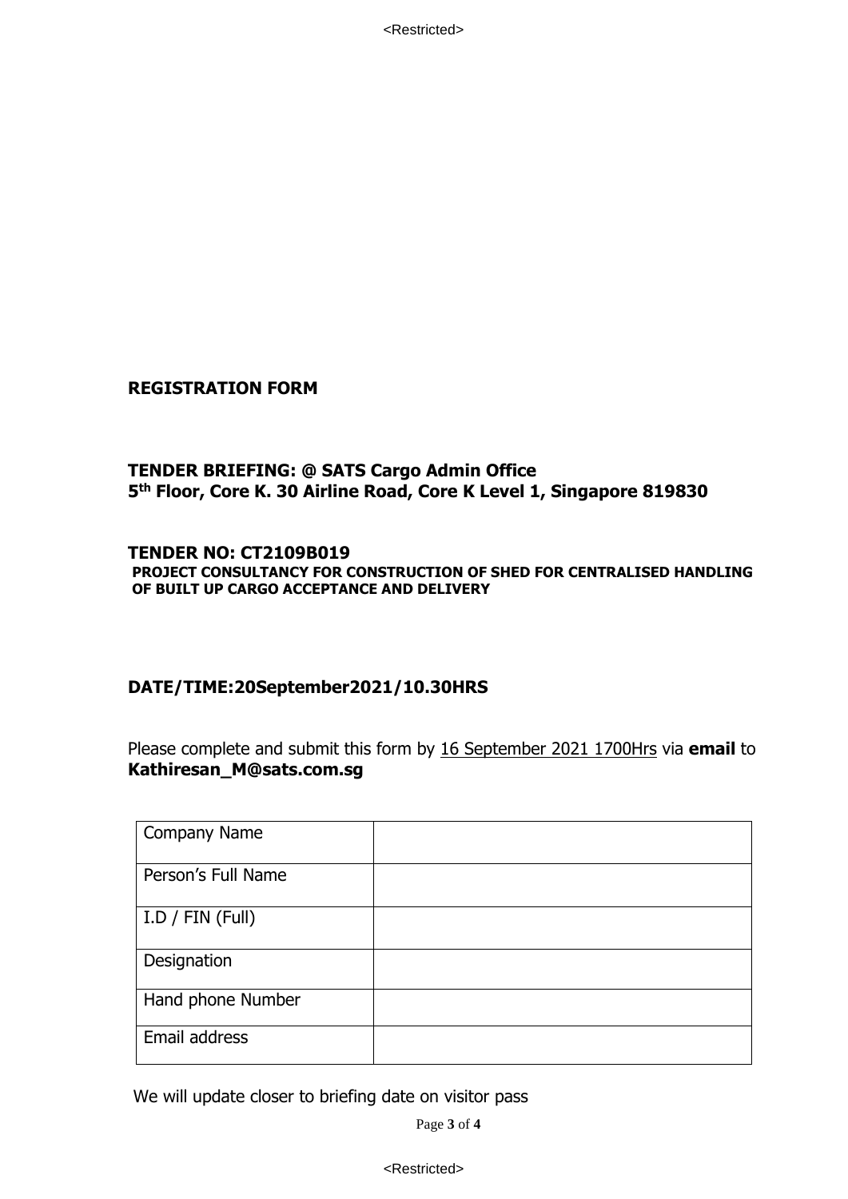**REGISTRATION FORM**

**TENDER BRIEFING: @ SATS Cargo Admin Office**
**5th Floor, Core K. 30 Airline Road, Core K Level 1, Singapore 819830**

**TENDER NO: CT2109B019**
**PROJECT CONSULTANCY FOR CONSTRUCTION OF SHED FOR CENTRALISED HANDLING OF BUILT UP CARGO ACCEPTANCE AND DELIVERY**

**DATE/TIME:20September2021/10.30HRS**

Please complete and submit this form by 16 September 2021 1700Hrs via **email** to **Kathiresan_M@sats.com.sg**

| Company Name | |
|---|---|
| Person's Full Name | |
| I.D / FIN (Full) | |
| Designation | |
| Hand phone Number | |
| Email address | |

We will update closer to briefing date on visitor pass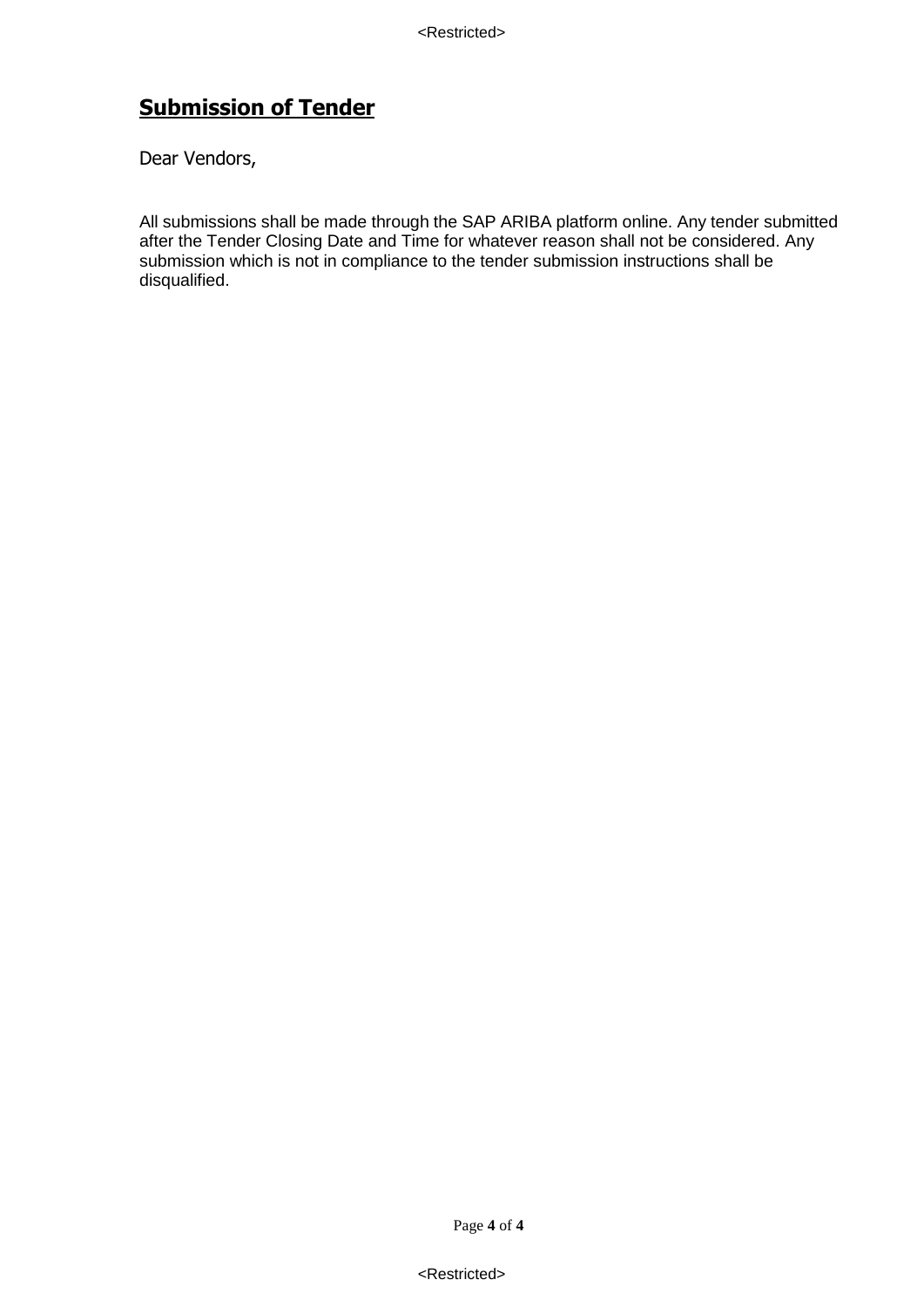## **Submission of Tender**

Dear Vendors,

All submissions shall be made through the SAP ARIBA platform online. Any tender submitted after the Tender Closing Date and Time for whatever reason shall not be considered. Any submission which is not in compliance to the tender submission instructions shall be disqualified.